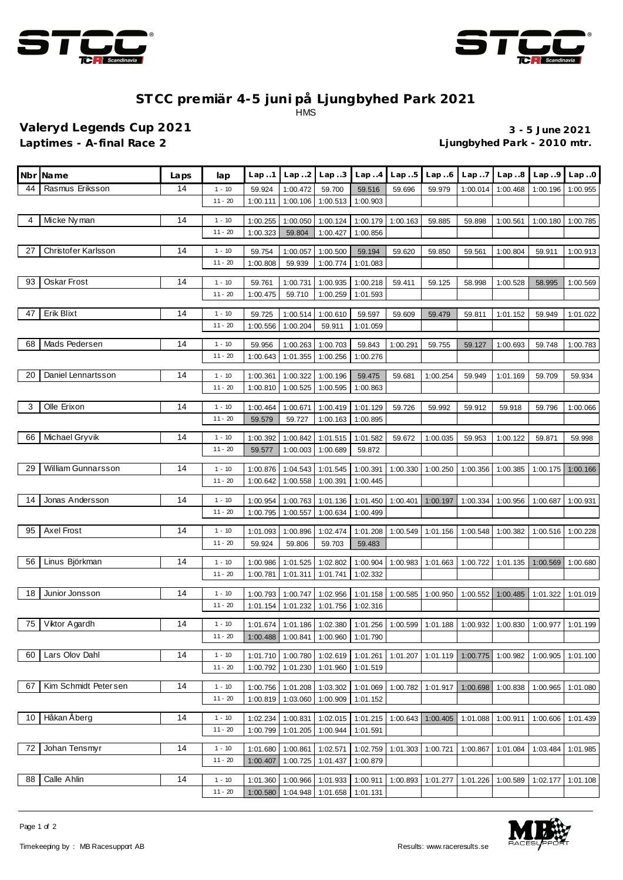# STCC premiär 4-5 juni på Ljungbyhed Park 2021

HMS

## Valeryd Legends Cup 2021

**Laptimes - A-final Race 2**

**3 - 5 June 2021**

**Ljungbyhed Park - 2010 mtr.**

| Nbr | Name | Laps | lap | Lap..1 | Lap..2 | Lap..3 | Lap..4 | Lap..5 | Lap..6 | Lap..7 | Lap..8 | Lap..9 | Lap..0 |
|---|---|---|---|---|---|---|---|---|---|---|---|---|---|
| 44 | Rasmus Eriksson | 14 | 1 - 10 | 59.924 | 1:00.472 | 59.700 | 59.516 | 59.696 | 59.979 | 1:00.014 | 1:00.468 | 1:00.196 | 1:00.955 |
| | | | 11 - 20 | 1:00.111 | 1:00.106 | 1:00.513 | 1:00.903 | | | | | | |
| 4 | Micke Nyman | 14 | 1 - 10 | 1:00.255 | 1:00.050 | 1:00.124 | 1:00.179 | 1:00.163 | 59.885 | 59.898 | 1:00.561 | 1:00.180 | 1:00.785 |
| | | | 11 - 20 | 1:00.323 | 59.804 | 1:00.427 | 1:00.856 | | | | | | |
| 27 | Christofer Karlsson | 14 | 1 - 10 | 59.754 | 1:00.057 | 1:00.500 | 59.194 | 59.620 | 59.850 | 59.561 | 1:00.804 | 59.911 | 1:00.913 |
| | | | 11 - 20 | 1:00.808 | 59.939 | 1:00.774 | 1:01.083 | | | | | | |
| 93 | Oskar Frost | 14 | 1 - 10 | 59.761 | 1:00.731 | 1:00.935 | 1:00.218 | 59.411 | 59.125 | 58.998 | 1:00.528 | 58.995 | 1:00.569 |
| | | | 11 - 20 | 1:00.475 | 59.710 | 1:00.259 | 1:01.593 | | | | | | |
| 47 | Erik Blixt | 14 | 1 - 10 | 59.725 | 1:00.514 | 1:00.610 | 59.597 | 59.609 | 59.479 | 59.811 | 1:01.152 | 59.949 | 1:01.022 |
| | | | 11 - 20 | 1:00.556 | 1:00.204 | 59.911 | 1:01.059 | | | | | | |
| 68 | Mads Pedersen | 14 | 1 - 10 | 59.956 | 1:00.263 | 1:00.703 | 59.843 | 1:00.291 | 59.755 | 59.127 | 1:00.693 | 59.748 | 1:00.783 |
| | | | 11 - 20 | 1:00.643 | 1:01.355 | 1:00.256 | 1:00.276 | | | | | | |
| 20 | Daniel Lennartsson | 14 | 1 - 10 | 1:00.361 | 1:00.322 | 1:00.196 | 59.475 | 59.681 | 1:00.254 | 59.949 | 1:01.169 | 59.709 | 59.934 |
| | | | 11 - 20 | 1:00.810 | 1:00.525 | 1:00.595 | 1:00.863 | | | | | | |
| 3 | Olle Erixon | 14 | 1 - 10 | 1:00.464 | 1:00.671 | 1:00.419 | 1:01.129 | 59.726 | 59.992 | 59.912 | 59.918 | 59.796 | 1:00.066 |
| | | | 11 - 20 | 59.579 | 59.727 | 1:00.163 | 1:00.895 | | | | | | |
| 66 | Michael Gryvik | 14 | 1 - 10 | 1:00.392 | 1:00.842 | 1:01.515 | 1:01.582 | 59.672 | 1:00.035 | 59.953 | 1:00.122 | 59.871 | 59.998 |
| | | | 11 - 20 | 59.577 | 1:00.003 | 1:00.689 | 59.872 | | | | | | |
| 29 | William Gunnarsson | 14 | 1 - 10 | 1:00.876 | 1:04.543 | 1:01.545 | 1:00.391 | 1:00.330 | 1:00.250 | 1:00.356 | 1:00.385 | 1:00.175 | 1:00.166 |
| | | | 11 - 20 | 1:00.642 | 1:00.558 | 1:00.391 | 1:00.445 | | | | | | |
| 14 | Jonas Andersson | 14 | 1 - 10 | 1:00.954 | 1:00.763 | 1:01.136 | 1:01.450 | 1:00.401 | 1:00.197 | 1:00.334 | 1:00.956 | 1:00.687 | 1:00.931 |
| | | | 11 - 20 | 1:00.795 | 1:00.557 | 1:00.634 | 1:00.499 | | | | | | |
| 95 | Axel Frost | 14 | 1 - 10 | 1:01.093 | 1:00.896 | 1:02.474 | 1:01.208 | 1:00.549 | 1:01.156 | 1:00.548 | 1:00.382 | 1:00.516 | 1:00.228 |
| | | | 11 - 20 | 59.924 | 59.806 | 59.703 | 59.483 | | | | | | |
| 56 | Linus Björkman | 14 | 1 - 10 | 1:00.986 | 1:01.525 | 1:02.802 | 1:00.904 | 1:00.983 | 1:01.663 | 1:00.722 | 1:01.135 | 1:00.569 | 1:00.680 |
| | | | 11 - 20 | 1:00.781 | 1:01.311 | 1:01.741 | 1:02.332 | | | | | | |
| 18 | Junior Jonsson | 14 | 1 - 10 | 1:00.793 | 1:00.747 | 1:02.956 | 1:01.158 | 1:00.585 | 1:00.950 | 1:00.552 | 1:00.485 | 1:01.322 | 1:01.019 |
| | | | 11 - 20 | 1:01.154 | 1:01.232 | 1:01.756 | 1:02.316 | | | | | | |
| 75 | Viktor Agardh | 14 | 1 - 10 | 1:01.674 | 1:01.186 | 1:02.380 | 1:01.256 | 1:00.599 | 1:01.188 | 1:00.932 | 1:00.830 | 1:00.977 | 1:01.199 |
| | | | 11 - 20 | 1:00.488 | 1:00.841 | 1:00.960 | 1:01.790 | | | | | | |
| 60 | Lars Olov Dahl | 14 | 1 - 10 | 1:01.710 | 1:00.780 | 1:02.619 | 1:01.261 | 1:01.207 | 1:01.119 | 1:00.775 | 1:00.982 | 1:00.905 | 1:01.100 |
| | | | 11 - 20 | 1:00.792 | 1:01.230 | 1:01.960 | 1:01.519 | | | | | | |
| 67 | Kim Schmidt Petersen | 14 | 1 - 10 | 1:00.756 | 1:01.208 | 1:03.302 | 1:01.069 | 1:00.782 | 1:01.917 | 1:00.698 | 1:00.838 | 1:00.965 | 1:01.080 |
| | | | 11 - 20 | 1:00.819 | 1:03.060 | 1:00.909 | 1:01.152 | | | | | | |
| 10 | Håkan Åberg | 14 | 1 - 10 | 1:02.234 | 1:00.831 | 1:02.015 | 1:01.215 | 1:00.643 | 1:00.405 | 1:01.088 | 1:00.911 | 1:00.606 | 1:01.439 |
| | | | 11 - 20 | 1:00.799 | 1:01.205 | 1:00.944 | 1:01.591 | | | | | | |
| 72 | Johan Tensmyr | 14 | 1 - 10 | 1:01.680 | 1:00.861 | 1:02.571 | 1:02.759 | 1:01.303 | 1:00.721 | 1:00.867 | 1:01.084 | 1:03.484 | 1:01.985 |
| | | | 11 - 20 | 1:00.407 | 1:00.725 | 1:01.437 | 1:00.879 | | | | | | |
| 88 | Calle Ahlin | 14 | 1 - 10 | 1:01.360 | 1:00.966 | 1:01.933 | 1:00.911 | 1:00.893 | 1:01.277 | 1:01.226 | 1:00.589 | 1:02.177 | 1:01.108 |
| | | | 11 - 20 | 1:00.580 | 1:04.948 | 1:01.658 | 1:01.131 | | | | | | |

Timekeeping by : MB Racesupport AB

Results: www.raceresults.se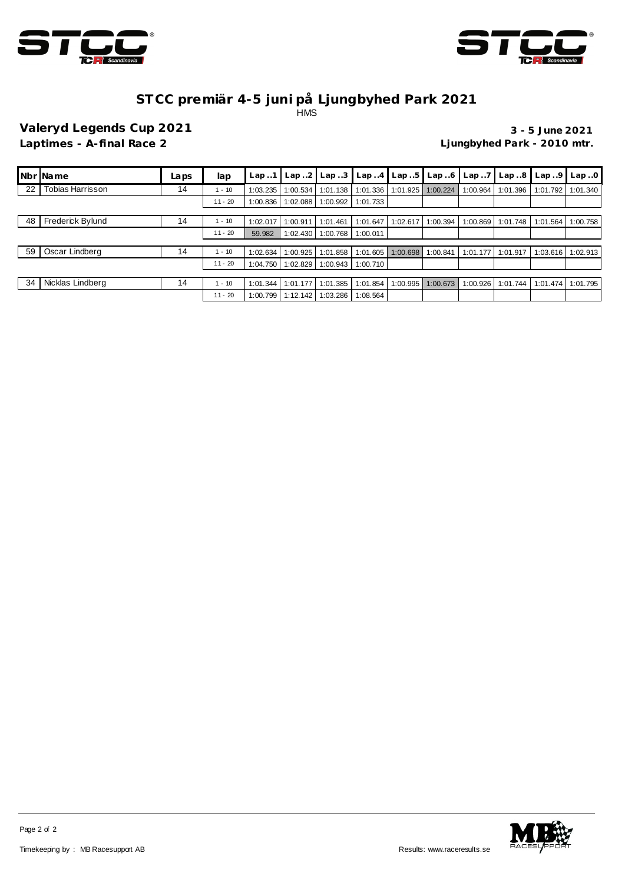# STCC premiär 4-5 juni på Ljungbyhed Park 2021

HMS

## Valeryd Legends Cup 2021

**Laptimes - A-final Race 2**

**3 - 5 June 2021**

**Ljungbyhed Park - 2010 mtr.**

| Nbr | Name | Laps | lap | Lap ..1 | Lap ..2 | Lap ..3 | Lap ..4 | Lap ..5 | Lap ..6 | Lap ..7 | Lap ..8 | Lap ..9 | Lap ..0 |
|---|---|---|---|---|---|---|---|---|---|---|---|---|---|
| 22 | Tobias Harrisson | 14 | 1 - 10 | 1:03.235 | 1:00.534 | 1:01.138 | 1:01.336 | 1:01.925 | 1:00.224 | 1:00.964 | 1:01.396 | 1:01.792 | 1:01.340 |
| | | | 11 - 20 | 1:00.836 | 1:02.088 | 1:00.992 | 1:01.733 | | | | | | |
| 48 | Frederick Bylund | 14 | 1 - 10 | 1:02.017 | 1:00.911 | 1:01.461 | 1:01.647 | 1:02.617 | 1:00.394 | 1:00.869 | 1:01.748 | 1:01.564 | 1:00.758 |
| | | | 11 - 20 | 59.982 | 1:02.430 | 1:00.768 | 1:00.011 | | | | | | |
| 59 | Oscar Lindberg | 14 | 1 - 10 | 1:02.634 | 1:00.925 | 1:01.858 | 1:01.605 | 1:00.698 | 1:00.841 | 1:01.177 | 1:01.917 | 1:03.616 | 1:02.913 |
| | | | 11 - 20 | 1:04.750 | 1:02.829 | 1:00.943 | 1:00.710 | | | | | | |
| 34 | Nicklas Lindberg | 14 | 1 - 10 | 1:01.344 | 1:01.177 | 1:01.385 | 1:01.854 | 1:00.995 | 1:00.673 | 1:00.926 | 1:01.744 | 1:01.474 | 1:01.795 |
| | | | 11 - 20 | 1:00.799 | 1:12.142 | 1:03.286 | 1:08.564 | | | | | | |

Timekeeping by : MB Racesupport AB

Results: www.raceresults.se